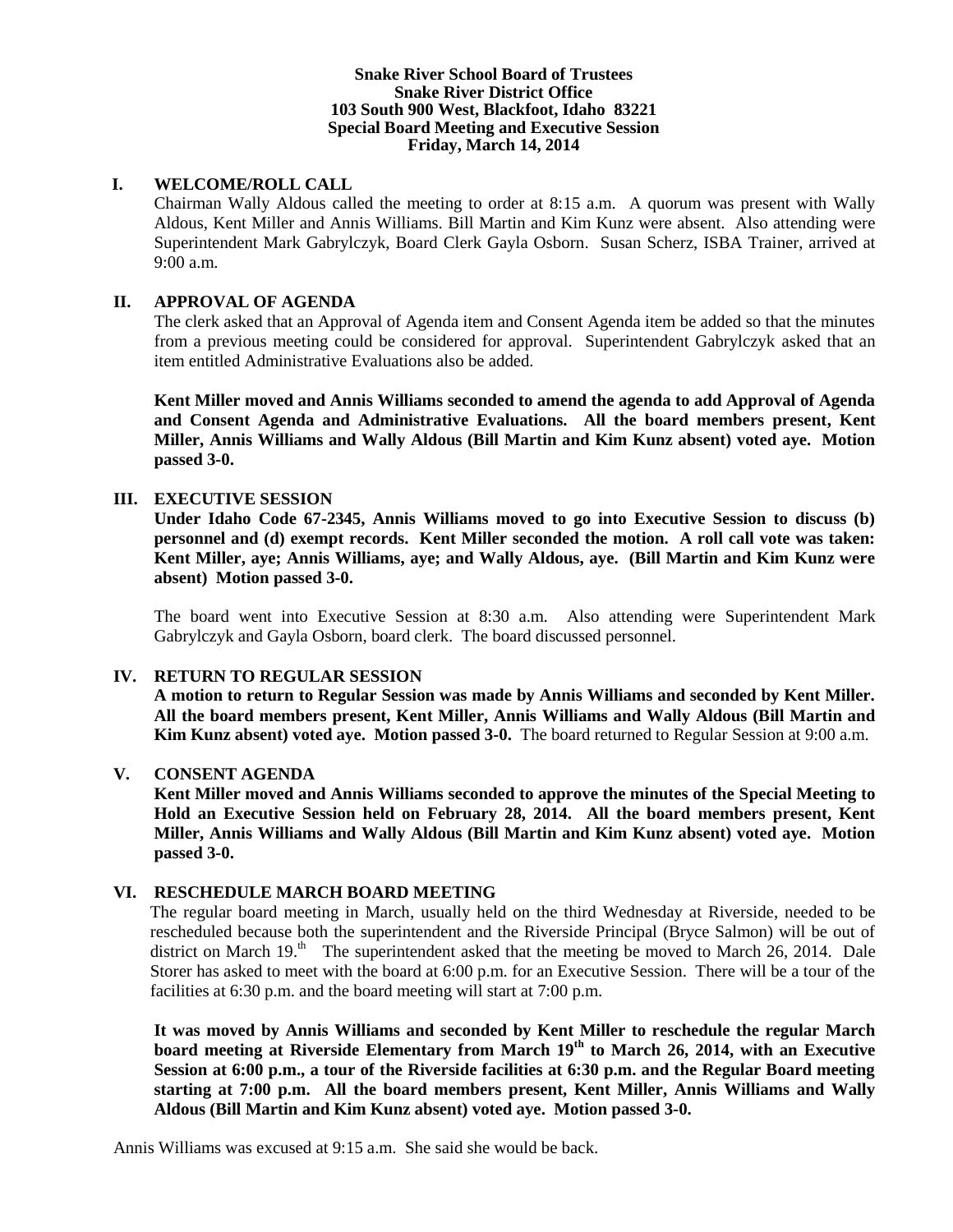**Snake River School Board of Trustees**
**Snake River District Office**
**103 South 900 West, Blackfoot, Idaho 83221**
**Special Board Meeting and Executive Session**
**Friday, March 14, 2014**

## I. WELCOME/ROLL CALL

Chairman Wally Aldous called the meeting to order at 8:15 a.m. A quorum was present with Wally Aldous, Kent Miller and Annis Williams. Bill Martin and Kim Kunz were absent. Also attending were Superintendent Mark Gabrylczyk, Board Clerk Gayla Osborn. Susan Scherz, ISBA Trainer, arrived at 9:00 a.m.

## II. APPROVAL OF AGENDA

The clerk asked that an Approval of Agenda item and Consent Agenda item be added so that the minutes from a previous meeting could be considered for approval. Superintendent Gabrylczyk asked that an item entitled Administrative Evaluations also be added.

**Kent Miller moved and Annis Williams seconded to amend the agenda to add Approval of Agenda and Consent Agenda and Administrative Evaluations. All the board members present, Kent Miller, Annis Williams and Wally Aldous (Bill Martin and Kim Kunz absent) voted aye. Motion passed 3-0.**

## III. EXECUTIVE SESSION

**Under Idaho Code 67-2345, Annis Williams moved to go into Executive Session to discuss (b) personnel and (d) exempt records. Kent Miller seconded the motion. A roll call vote was taken: Kent Miller, aye; Annis Williams, aye; and Wally Aldous, aye. (Bill Martin and Kim Kunz were absent) Motion passed 3-0.**

The board went into Executive Session at 8:30 a.m. Also attending were Superintendent Mark Gabrylczyk and Gayla Osborn, board clerk. The board discussed personnel.

## IV. RETURN TO REGULAR SESSION

**A motion to return to Regular Session was made by Annis Williams and seconded by Kent Miller. All the board members present, Kent Miller, Annis Williams and Wally Aldous (Bill Martin and Kim Kunz absent) voted aye. Motion passed 3-0.** The board returned to Regular Session at 9:00 a.m.

## V. CONSENT AGENDA

**Kent Miller moved and Annis Williams seconded to approve the minutes of the Special Meeting to Hold an Executive Session held on February 28, 2014. All the board members present, Kent Miller, Annis Williams and Wally Aldous (Bill Martin and Kim Kunz absent) voted aye. Motion passed 3-0.**

## VI. RESCHEDULE MARCH BOARD MEETING

The regular board meeting in March, usually held on the third Wednesday at Riverside, needed to be rescheduled because both the superintendent and the Riverside Principal (Bryce Salmon) will be out of district on March 19.th The superintendent asked that the meeting be moved to March 26, 2014. Dale Storer has asked to meet with the board at 6:00 p.m. for an Executive Session. There will be a tour of the facilities at 6:30 p.m. and the board meeting will start at 7:00 p.m.

**It was moved by Annis Williams and seconded by Kent Miller to reschedule the regular March board meeting at Riverside Elementary from March 19th to March 26, 2014, with an Executive Session at 6:00 p.m., a tour of the Riverside facilities at 6:30 p.m. and the Regular Board meeting starting at 7:00 p.m. All the board members present, Kent Miller, Annis Williams and Wally Aldous (Bill Martin and Kim Kunz absent) voted aye. Motion passed 3-0.**

Annis Williams was excused at 9:15 a.m. She said she would be back.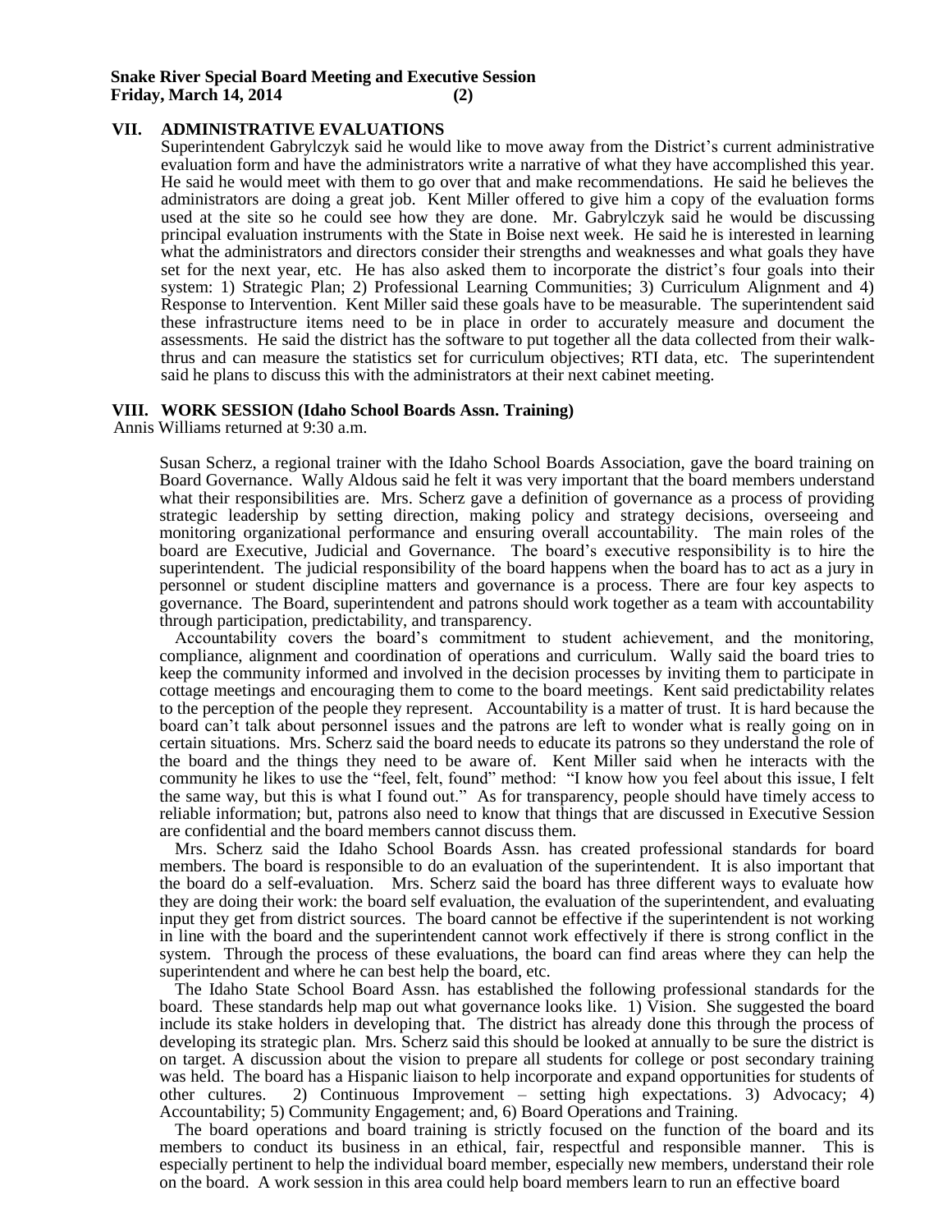## VII. ADMINISTRATIVE EVALUATIONS

Superintendent Gabrylczyk said he would like to move away from the District's current administrative evaluation form and have the administrators write a narrative of what they have accomplished this year. He said he would meet with them to go over that and make recommendations. He said he believes the administrators are doing a great job. Kent Miller offered to give him a copy of the evaluation forms used at the site so he could see how they are done. Mr. Gabrylczyk said he would be discussing principal evaluation instruments with the State in Boise next week. He said he is interested in learning what the administrators and directors consider their strengths and weaknesses and what goals they have set for the next year, etc. He has also asked them to incorporate the district's four goals into their system: 1) Strategic Plan; 2) Professional Learning Communities; 3) Curriculum Alignment and 4) Response to Intervention. Kent Miller said these goals have to be measurable. The superintendent said these infrastructure items need to be in place in order to accurately measure and document the assessments. He said the district has the software to put together all the data collected from their walk-thrus and can measure the statistics set for curriculum objectives; RTI data, etc. The superintendent said he plans to discuss this with the administrators at their next cabinet meeting.

## VIII. WORK SESSION (Idaho School Boards Assn. Training)

Annis Williams returned at 9:30 a.m.

Susan Scherz, a regional trainer with the Idaho School Boards Association, gave the board training on Board Governance. Wally Aldous said he felt it was very important that the board members understand what their responsibilities are. Mrs. Scherz gave a definition of governance as a process of providing strategic leadership by setting direction, making policy and strategy decisions, overseeing and monitoring organizational performance and ensuring overall accountability. The main roles of the board are Executive, Judicial and Governance. The board's executive responsibility is to hire the superintendent. The judicial responsibility of the board happens when the board has to act as a jury in personnel or student discipline matters and governance is a process. There are four key aspects to governance. The Board, superintendent and patrons should work together as a team with accountability through participation, predictability, and transparency.

Accountability covers the board's commitment to student achievement, and the monitoring, compliance, alignment and coordination of operations and curriculum. Wally said the board tries to keep the community informed and involved in the decision processes by inviting them to participate in cottage meetings and encouraging them to come to the board meetings. Kent said predictability relates to the perception of the people they represent. Accountability is a matter of trust. It is hard because the board can't talk about personnel issues and the patrons are left to wonder what is really going on in certain situations. Mrs. Scherz said the board needs to educate its patrons so they understand the role of the board and the things they need to be aware of. Kent Miller said when he interacts with the community he likes to use the "feel, felt, found" method: "I know how you feel about this issue, I felt the same way, but this is what I found out." As for transparency, people should have timely access to reliable information; but, patrons also need to know that things that are discussed in Executive Session are confidential and the board members cannot discuss them.

Mrs. Scherz said the Idaho School Boards Assn. has created professional standards for board members. The board is responsible to do an evaluation of the superintendent. It is also important that the board do a self-evaluation. Mrs. Scherz said the board has three different ways to evaluate how they are doing their work: the board self evaluation, the evaluation of the superintendent, and evaluating input they get from district sources. The board cannot be effective if the superintendent is not working in line with the board and the superintendent cannot work effectively if there is strong conflict in the system. Through the process of these evaluations, the board can find areas where they can help the superintendent and where he can best help the board, etc.

The Idaho State School Board Assn. has established the following professional standards for the board. These standards help map out what governance looks like. 1) Vision. She suggested the board include its stake holders in developing that. The district has already done this through the process of developing its strategic plan. Mrs. Scherz said this should be looked at annually to be sure the district is on target. A discussion about the vision to prepare all students for college or post secondary training was held. The board has a Hispanic liaison to help incorporate and expand opportunities for students of other cultures. 2) Continuous Improvement – setting high expectations. 3) Advocacy; 4) Accountability; 5) Community Engagement; and, 6) Board Operations and Training.

The board operations and board training is strictly focused on the function of the board and its members to conduct its business in an ethical, fair, respectful and responsible manner. This is especially pertinent to help the individual board member, especially new members, understand their role on the board. A work session in this area could help board members learn to run an effective board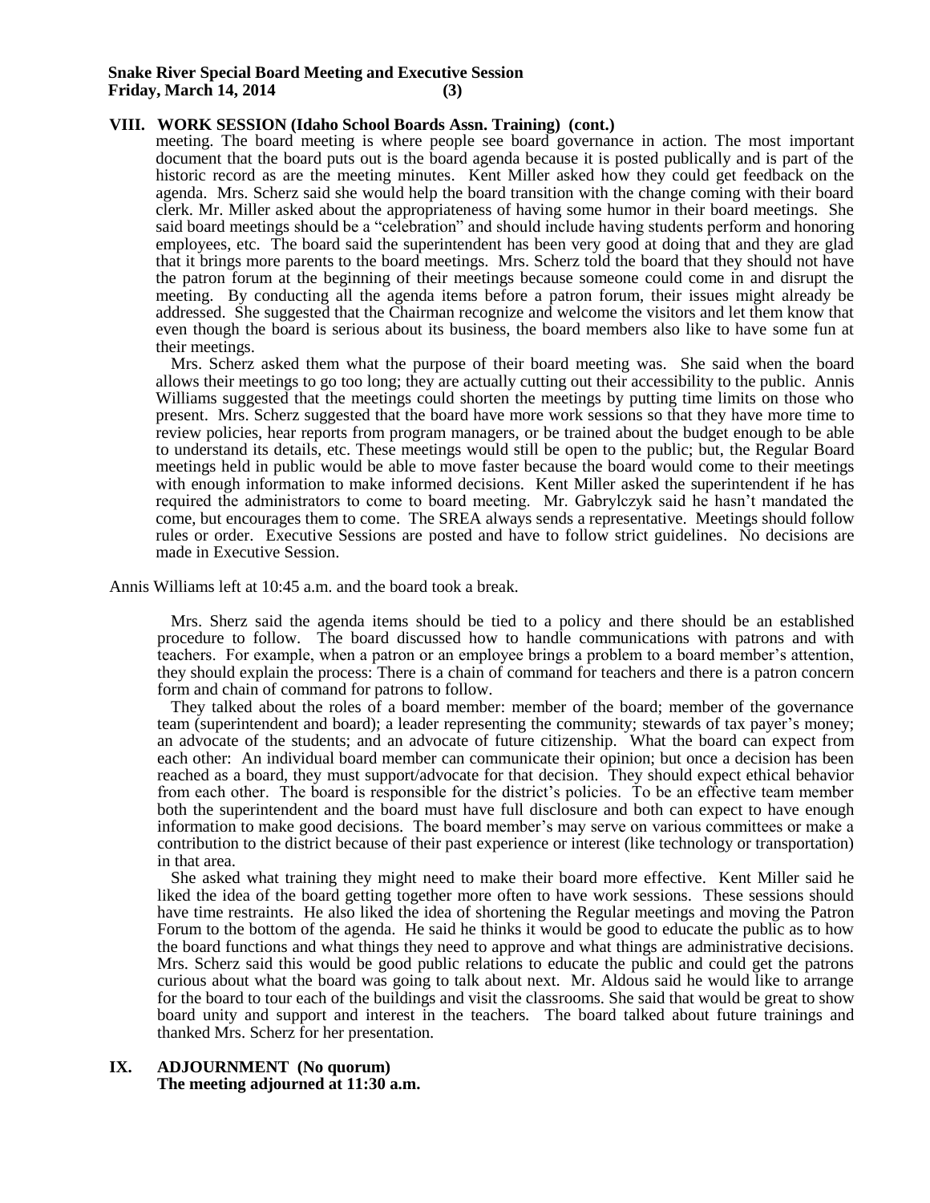## VIII. WORK SESSION (Idaho School Boards Assn. Training) (cont.)

meeting. The board meeting is where people see board governance in action. The most important document that the board puts out is the board agenda because it is posted publically and is part of the historic record as are the meeting minutes. Kent Miller asked how they could get feedback on the agenda. Mrs. Scherz said she would help the board transition with the change coming with their board clerk. Mr. Miller asked about the appropriateness of having some humor in their board meetings. She said board meetings should be a "celebration" and should include having students perform and honoring employees, etc. The board said the superintendent has been very good at doing that and they are glad that it brings more parents to the board meetings. Mrs. Scherz told the board that they should not have the patron forum at the beginning of their meetings because someone could come in and disrupt the meeting. By conducting all the agenda items before a patron forum, their issues might already be addressed. She suggested that the Chairman recognize and welcome the visitors and let them know that even though the board is serious about its business, the board members also like to have some fun at their meetings.

Mrs. Scherz asked them what the purpose of their board meeting was. She said when the board allows their meetings to go too long; they are actually cutting out their accessibility to the public. Annis Williams suggested that the meetings could shorten the meetings by putting time limits on those who present. Mrs. Scherz suggested that the board have more work sessions so that they have more time to review policies, hear reports from program managers, or be trained about the budget enough to be able to understand its details, etc. These meetings would still be open to the public; but, the Regular Board meetings held in public would be able to move faster because the board would come to their meetings with enough information to make informed decisions. Kent Miller asked the superintendent if he has required the administrators to come to board meeting. Mr. Gabrylczyk said he hasn't mandated the come, but encourages them to come. The SREA always sends a representative. Meetings should follow rules or order. Executive Sessions are posted and have to follow strict guidelines. No decisions are made in Executive Session.

Annis Williams left at 10:45 a.m. and the board took a break.

Mrs. Sherz said the agenda items should be tied to a policy and there should be an established procedure to follow. The board discussed how to handle communications with patrons and with teachers. For example, when a patron or an employee brings a problem to a board member's attention, they should explain the process: There is a chain of command for teachers and there is a patron concern form and chain of command for patrons to follow.

They talked about the roles of a board member: member of the board; member of the governance team (superintendent and board); a leader representing the community; stewards of tax payer's money; an advocate of the students; and an advocate of future citizenship. What the board can expect from each other: An individual board member can communicate their opinion; but once a decision has been reached as a board, they must support/advocate for that decision. They should expect ethical behavior from each other. The board is responsible for the district's policies. To be an effective team member both the superintendent and the board must have full disclosure and both can expect to have enough information to make good decisions. The board member's may serve on various committees or make a contribution to the district because of their past experience or interest (like technology or transportation) in that area.

She asked what training they might need to make their board more effective. Kent Miller said he liked the idea of the board getting together more often to have work sessions. These sessions should have time restraints. He also liked the idea of shortening the Regular meetings and moving the Patron Forum to the bottom of the agenda. He said he thinks it would be good to educate the public as to how the board functions and what things they need to approve and what things are administrative decisions. Mrs. Scherz said this would be good public relations to educate the public and could get the patrons curious about what the board was going to talk about next. Mr. Aldous said he would like to arrange for the board to tour each of the buildings and visit the classrooms. She said that would be great to show board unity and support and interest in the teachers. The board talked about future trainings and thanked Mrs. Scherz for her presentation.

## IX. ADJOURNMENT (No quorum)

**The meeting adjourned at 11:30 a.m.**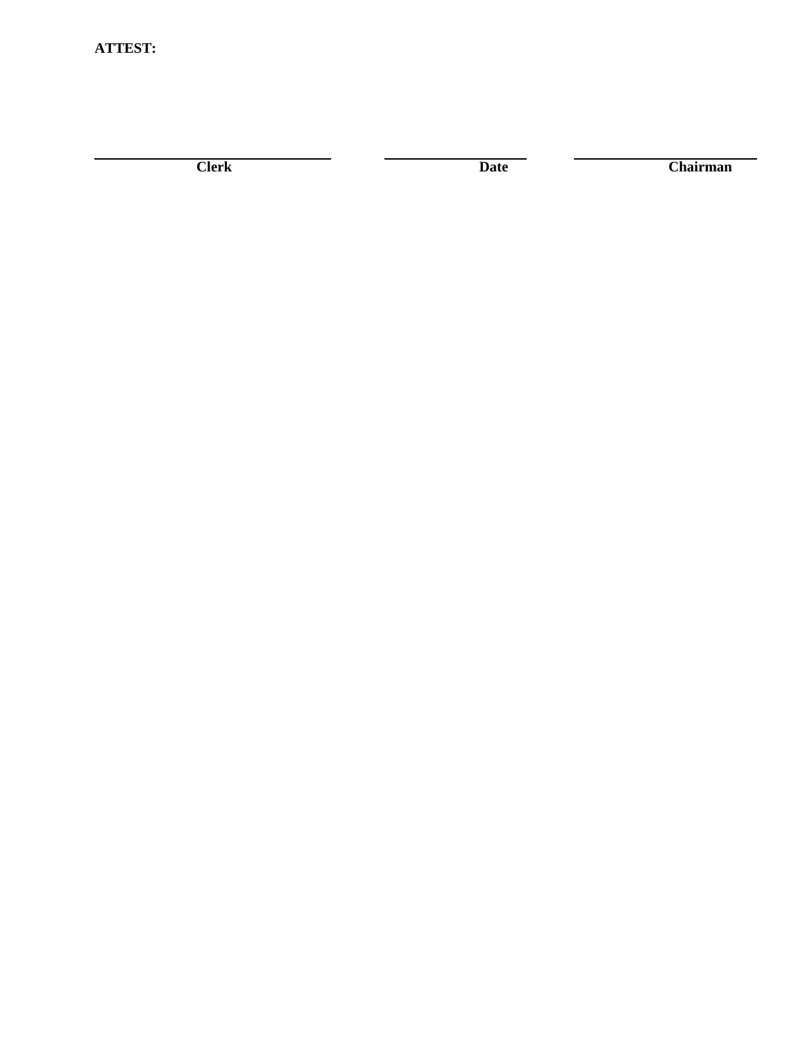**ATTEST:**

| | | |
|---|---|---|
| **Clerk** | **Date** | **Chairman** |